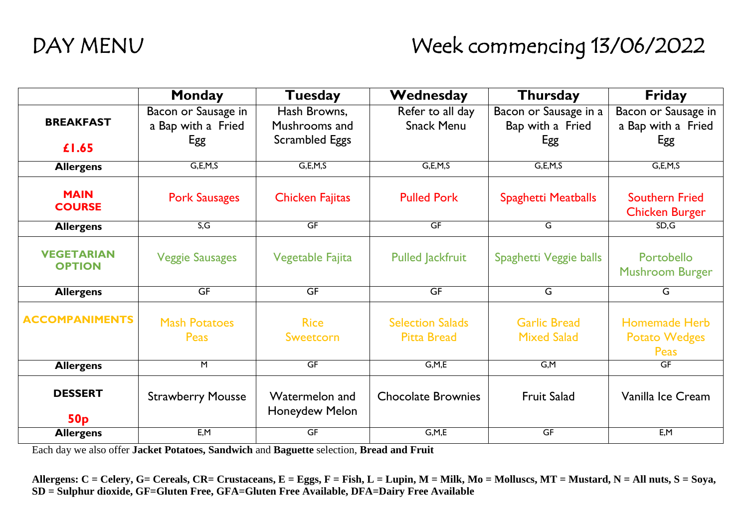# DAY MENU

## Week commencing 13/06/2022

| | Monday | Tuesday | Wednesday | Thursday | Friday |
|---|---|---|---|---|---|
| **BREAKFAST** **£1.65** | Bacon or Sausage in a Bap with a Fried Egg | Hash Browns, Mushrooms and Scrambled Eggs | Refer to all day Snack Menu | Bacon or Sausage in a Bap with a Fried Egg | Bacon or Sausage in a Bap with a Fried Egg |
| **Allergens** | G,E,M,S | G,E,M,S | G,E,M,S | G,E,M,S | G,E,M,S |
| **MAIN COURSE** | Pork Sausages | Chicken Fajitas | Pulled Pork | Spaghetti Meatballs | Southern Fried Chicken Burger |
| **Allergens** | S,G | GF | GF | G | SD,G |
| **VEGETARIAN OPTION** | Veggie Sausages | Vegetable Fajita | Pulled Jackfruit | Spaghetti Veggie balls | Portobello Mushroom Burger |
| **Allergens** | GF | GF | GF | G | G |
| **ACCOMPANIMENTS** | Mash Potatoes Peas | Rice Sweetcorn | Selection Salads Pitta Bread | Garlic Bread Mixed Salad | Homemade Herb Potato Wedges Peas |
| **Allergens** | M | GF | G,M,E | G,M | GF |
| **DESSERT** **50p** | Strawberry Mousse | Watermelon and Honeydew Melon | Chocolate Brownies | Fruit Salad | Vanilla Ice Cream |
| **Allergens** | E,M | GF | G,M,E | GF | E,M |

Each day we also offer **Jacket Potatoes, Sandwich** and **Baguette** selection, **Bread and Fruit**

**Allergens: C = Celery, G= Cereals, CR= Crustaceans, E = Eggs, F = Fish, L = Lupin, M = Milk, Mo = Molluscs, MT = Mustard, N = All nuts, S = Soya, SD = Sulphur dioxide, GF=Gluten Free, GFA=Gluten Free Available, DFA=Dairy Free Available**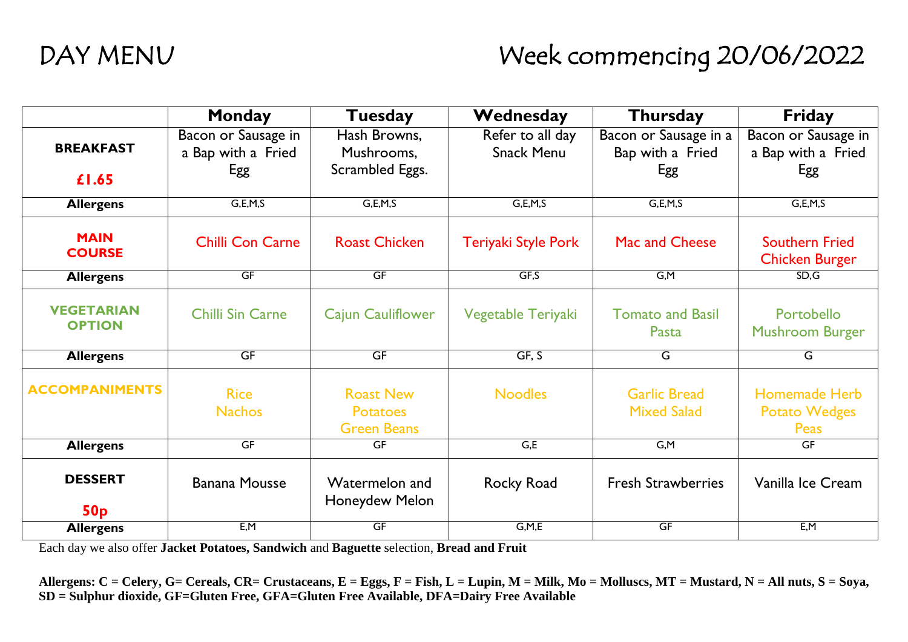# DAY MENU

# Week commencing 20/06/2022

| | Monday | Tuesday | Wednesday | Thursday | Friday |
|---|---|---|---|---|---|
| **BREAKFAST** **£1.65** | Bacon or Sausage in a Bap with a Fried Egg | Hash Browns, Mushrooms, Scrambled Eggs. | Refer to all day Snack Menu | Bacon or Sausage in a Bap with a Fried Egg | Bacon or Sausage in a Bap with a Fried Egg |
| **Allergens** | G,E,M,S | G,E,M,S | G,E,M,S | G,E,M,S | G,E,M,S |
| **MAIN COURSE** | Chilli Con Carne | Roast Chicken | Teriyaki Style Pork | Mac and Cheese | Southern Fried Chicken Burger |
| **Allergens** | GF | GF | GF,S | G,M | SD,G |
| **VEGETARIAN OPTION** | Chilli Sin Carne | Cajun Cauliflower | Vegetable Teriyaki | Tomato and Basil Pasta | Portobello Mushroom Burger |
| **Allergens** | GF | GF | GF, S | G | G |
| **ACCOMPANIMENTS** | Rice Nachos | Roast New Potatoes Green Beans | Noodles | Garlic Bread Mixed Salad | Homemade Herb Potato Wedges Peas |
| **Allergens** | GF | GF | G,E | G,M | GF |
| **DESSERT** **50p** | Banana Mousse | Watermelon and Honeydew Melon | Rocky Road | Fresh Strawberries | Vanilla Ice Cream |
| **Allergens** | E,M | GF | G,M,E | GF | E,M |

Each day we also offer **Jacket Potatoes, Sandwich** and **Baguette** selection, **Bread and Fruit**

**Allergens: C = Celery, G= Cereals, CR= Crustaceans, E = Eggs, F = Fish, L = Lupin, M = Milk, Mo = Molluscs, MT = Mustard, N = All nuts, S = Soya, SD = Sulphur dioxide, GF=Gluten Free, GFA=Gluten Free Available, DFA=Dairy Free Available**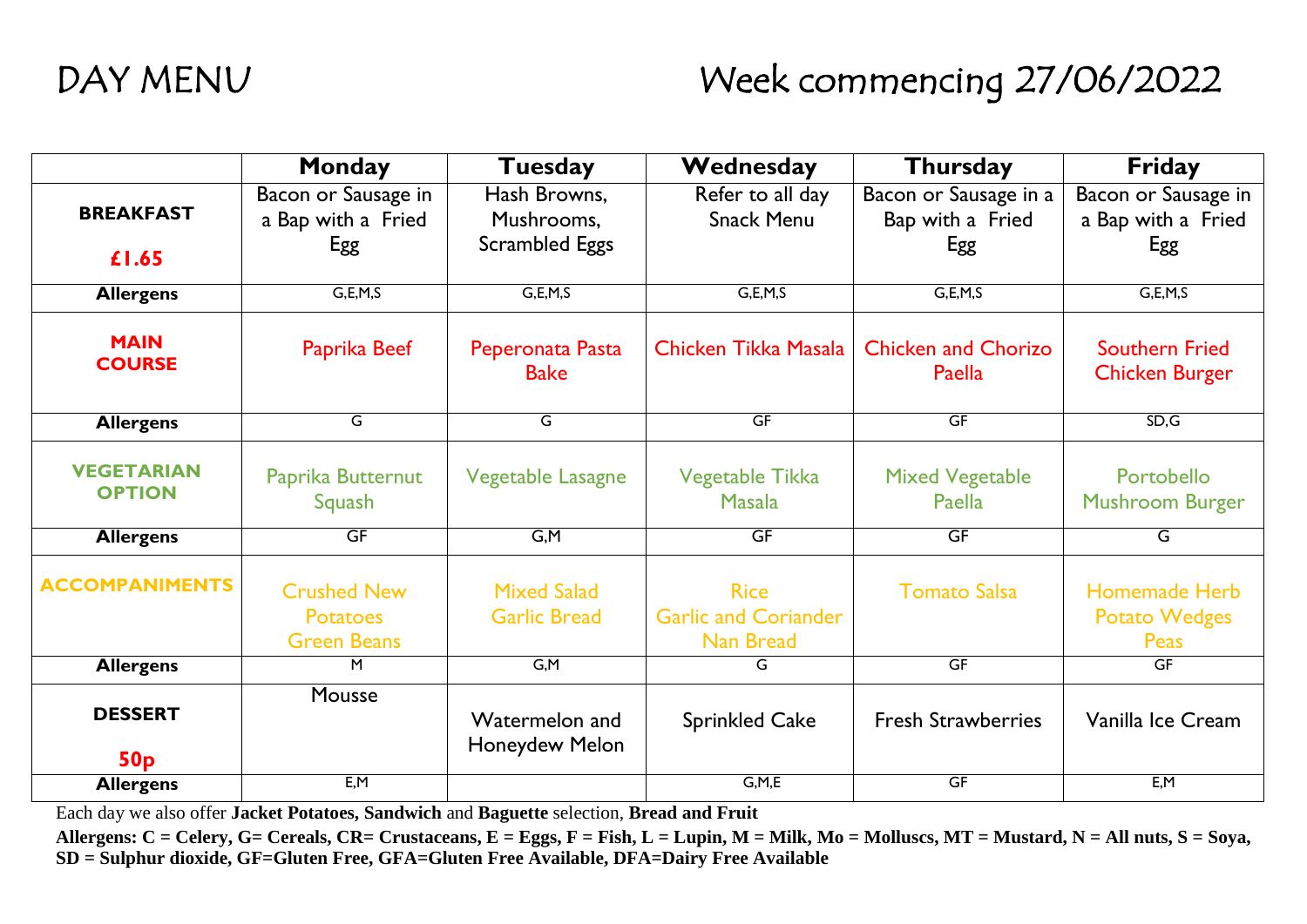# DAY MENU

## Week commencing 27/06/2022

| | Monday | Tuesday | Wednesday | Thursday | Friday |
|---|---|---|---|---|---|
| **BREAKFAST** **£1.65** | Bacon or Sausage in a Bap with a Fried Egg | Hash Browns, Mushrooms, Scrambled Eggs | Refer to all day Snack Menu | Bacon or Sausage in a Bap with a Fried Egg | Bacon or Sausage in a Bap with a Fried Egg |
| **Allergens** | G,E,M,S | G,E,M,S | G,E,M,S | G,E,M,S | G,E,M,S |
| **MAIN COURSE** | Paprika Beef | Peperonata Pasta Bake | Chicken Tikka Masala | Chicken and Chorizo Paella | Southern Fried Chicken Burger |
| **Allergens** | G | G | GF | GF | SD,G |
| **VEGETARIAN OPTION** | Paprika Butternut Squash | Vegetable Lasagne | Vegetable Tikka Masala | Mixed Vegetable Paella | Portobello Mushroom Burger |
| **Allergens** | GF | G,M | GF | GF | G |
| **ACCOMPANIMENTS** | Crushed New Potatoes Green Beans | Mixed Salad Garlic Bread | Rice Garlic and Coriander Nan Bread | Tomato Salsa | Homemade Herb Potato Wedges Peas |
| **Allergens** | M | G,M | G | GF | GF |
| **DESSERT** **50p** | Mousse | Watermelon and Honeydew Melon | Sprinkled Cake | Fresh Strawberries | Vanilla Ice Cream |
| **Allergens** | E,M | | G,M,E | GF | E,M |

Each day we also offer **Jacket Potatoes, Sandwich** and **Baguette** selection, **Bread and Fruit**

**Allergens: C = Celery, G= Cereals, CR= Crustaceans, E = Eggs, F = Fish, L = Lupin, M = Milk, Mo = Molluscs, MT = Mustard, N = All nuts, S = Soya, SD = Sulphur dioxide, GF=Gluten Free, GFA=Gluten Free Available, DFA=Dairy Free Available**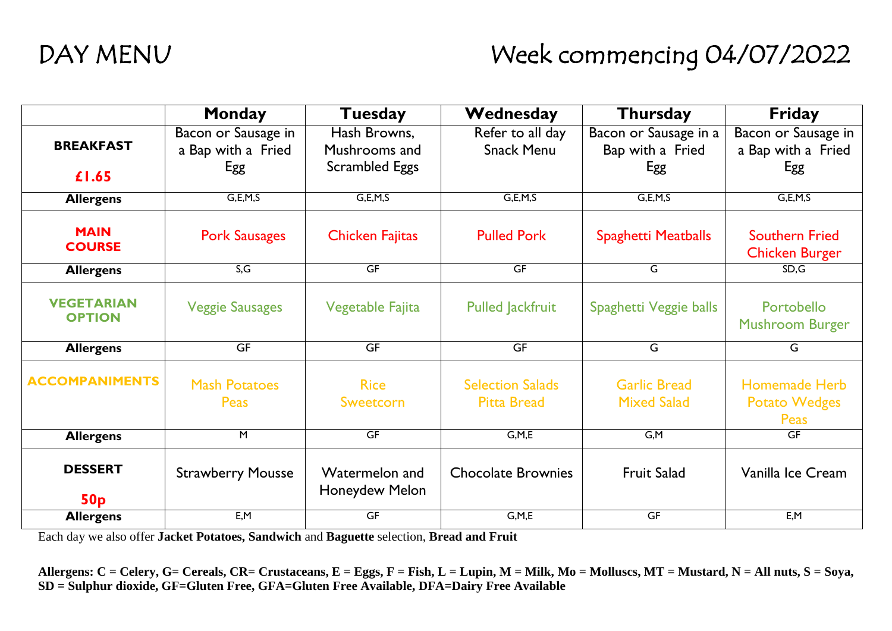# DAY MENU

# Week commencing 04/07/2022

| | Monday | Tuesday | Wednesday | Thursday | Friday |
|---|---|---|---|---|---|
| **BREAKFAST** **£1.65** | Bacon or Sausage in a Bap with a Fried Egg | Hash Browns, Mushrooms and Scrambled Eggs | Refer to all day Snack Menu | Bacon or Sausage in a Bap with a Fried Egg | Bacon or Sausage in a Bap with a Fried Egg |
| **Allergens** | G,E,M,S | G,E,M,S | G,E,M,S | G,E,M,S | G,E,M,S |
| **MAIN COURSE** | Pork Sausages | Chicken Fajitas | Pulled Pork | Spaghetti Meatballs | Southern Fried Chicken Burger |
| **Allergens** | S,G | GF | GF | G | SD,G |
| **VEGETARIAN OPTION** | Veggie Sausages | Vegetable Fajita | Pulled Jackfruit | Spaghetti Veggie balls | Portobello Mushroom Burger |
| **Allergens** | GF | GF | GF | G | G |
| **ACCOMPANIMENTS** | Mash Potatoes Peas | Rice Sweetcorn | Selection Salads Pitta Bread | Garlic Bread Mixed Salad | Homemade Herb Potato Wedges Peas |
| **Allergens** | M | GF | G,M,E | G,M | GF |
| **DESSERT** **50p** | Strawberry Mousse | Watermelon and Honeydew Melon | Chocolate Brownies | Fruit Salad | Vanilla Ice Cream |
| **Allergens** | E,M | GF | G,M,E | GF | E,M |

Each day we also offer **Jacket Potatoes, Sandwich** and **Baguette** selection, **Bread and Fruit**

**Allergens: C = Celery, G= Cereals, CR= Crustaceans, E = Eggs, F = Fish, L = Lupin, M = Milk, Mo = Molluscs, MT = Mustard, N = All nuts, S = Soya, SD = Sulphur dioxide, GF=Gluten Free, GFA=Gluten Free Available, DFA=Dairy Free Available**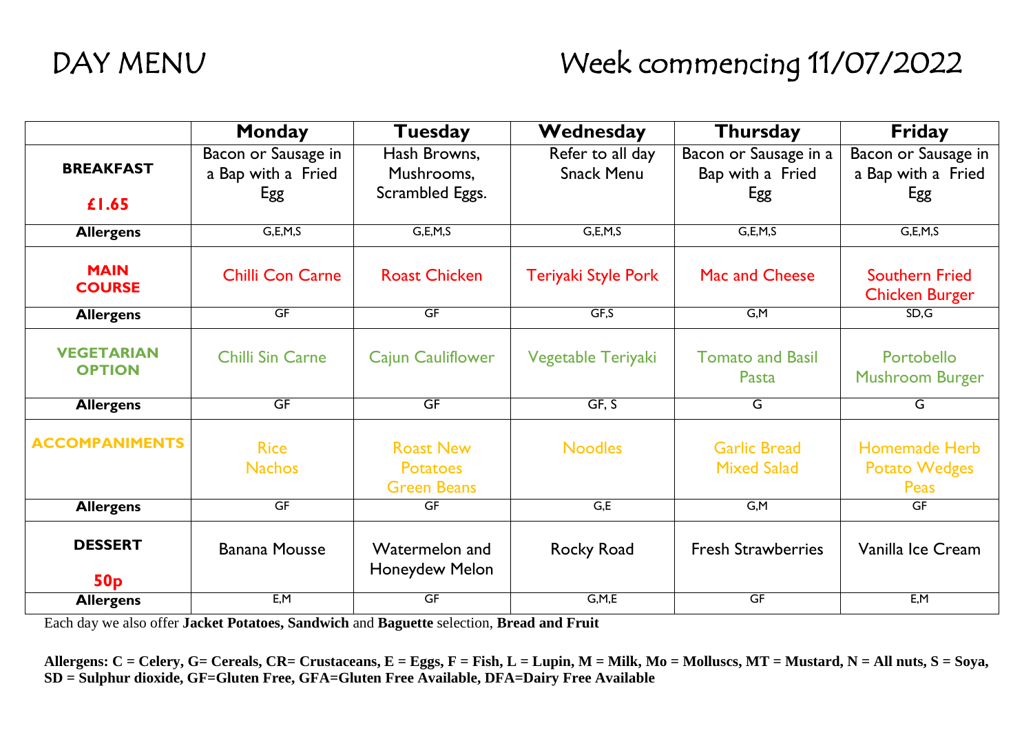# DAY MENU

# Week commencing 11/07/2022

| | Monday | Tuesday | Wednesday | Thursday | Friday |
|---|---|---|---|---|---|
| **BREAKFAST** **£1.65** | Bacon or Sausage in a Bap with a Fried Egg | Hash Browns, Mushrooms, Scrambled Eggs. | Refer to all day Snack Menu | Bacon or Sausage in a Bap with a Fried Egg | Bacon or Sausage in a Bap with a Fried Egg |
| **Allergens** | G,E,M,S | G,E,M,S | G,E,M,S | G,E,M,S | G,E,M,S |
| **MAIN COURSE** | Chilli Con Carne | Roast Chicken | Teriyaki Style Pork | Mac and Cheese | Southern Fried Chicken Burger |
| **Allergens** | GF | GF | GF,S | G,M | SD,G |
| **VEGETARIAN OPTION** | Chilli Sin Carne | Cajun Cauliflower | Vegetable Teriyaki | Tomato and Basil Pasta | Portobello Mushroom Burger |
| **Allergens** | GF | GF | GF, S | G | G |
| **ACCOMPANIMENTS** | Rice Nachos | Roast New Potatoes Green Beans | Noodles | Garlic Bread Mixed Salad | Homemade Herb Potato Wedges Peas |
| **Allergens** | GF | GF | G,E | G,M | GF |
| **DESSERT** **50p** | Banana Mousse | Watermelon and Honeydew Melon | Rocky Road | Fresh Strawberries | Vanilla Ice Cream |
| **Allergens** | E,M | GF | G,M,E | GF | E,M |

Each day we also offer **Jacket Potatoes, Sandwich** and **Baguette** selection, **Bread and Fruit**

**Allergens: C = Celery, G= Cereals, CR= Crustaceans, E = Eggs, F = Fish, L = Lupin, M = Milk, Mo = Molluscs, MT = Mustard, N = All nuts, S = Soya, SD = Sulphur dioxide, GF=Gluten Free, GFA=Gluten Free Available, DFA=Dairy Free Available**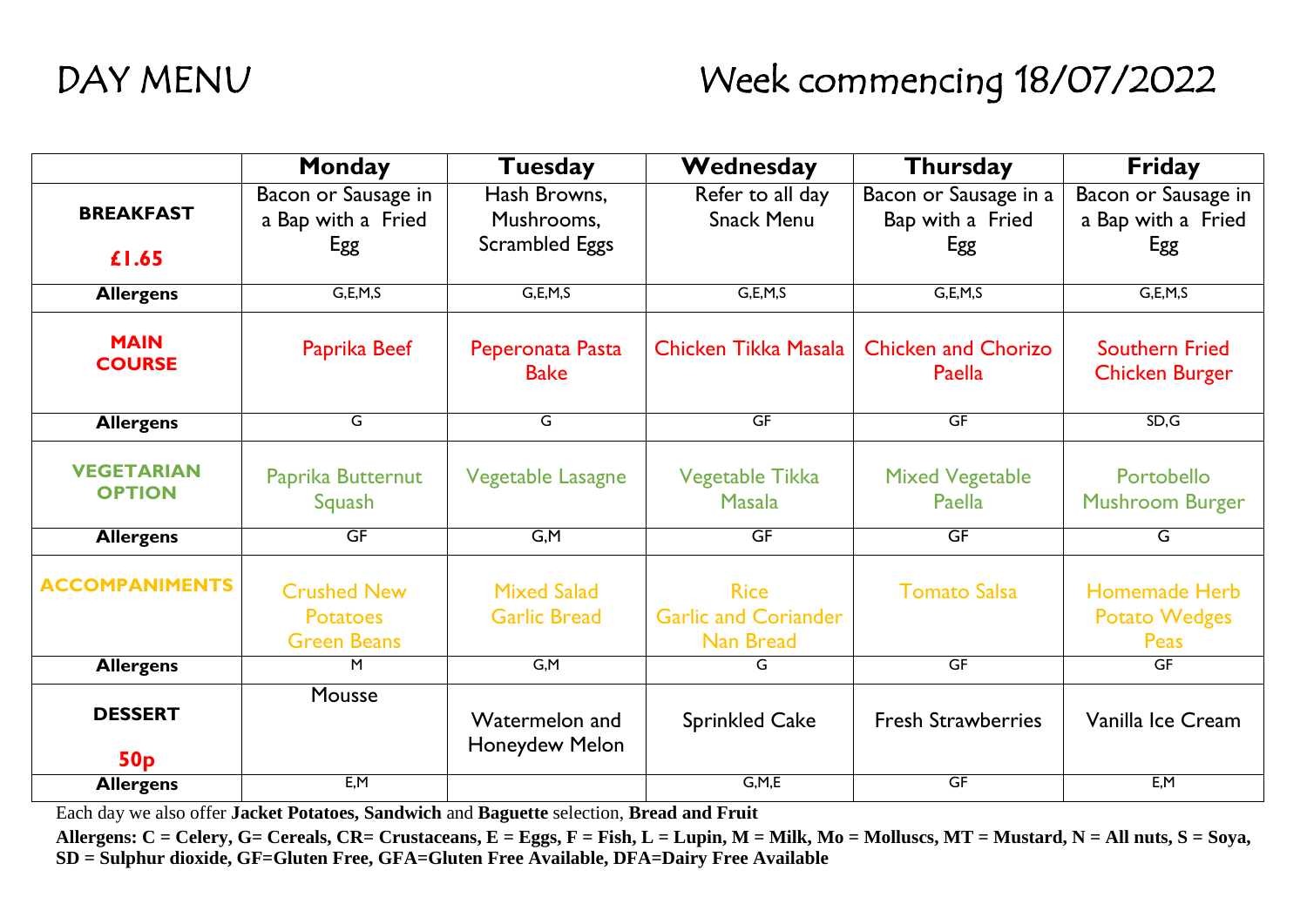# DAY MENU

## Week commencing 18/07/2022

| | Monday | Tuesday | Wednesday | Thursday | Friday |
|---|---|---|---|---|---|
| **BREAKFAST** **£1.65** | Bacon or Sausage in a Bap with a Fried Egg | Hash Browns, Mushrooms, Scrambled Eggs | Refer to all day Snack Menu | Bacon or Sausage in a Bap with a Fried Egg | Bacon or Sausage in a Bap with a Fried Egg |
| **Allergens** | G,E,M,S | G,E,M,S | G,E,M,S | G,E,M,S | G,E,M,S |
| **MAIN COURSE** | Paprika Beef | Peperonata Pasta Bake | Chicken Tikka Masala | Chicken and Chorizo Paella | Southern Fried Chicken Burger |
| **Allergens** | G | G | GF | GF | SD,G |
| **VEGETARIAN OPTION** | Paprika Butternut Squash | Vegetable Lasagne | Vegetable Tikka Masala | Mixed Vegetable Paella | Portobello Mushroom Burger |
| **Allergens** | GF | G,M | GF | GF | G |
| **ACCOMPANIMENTS** | Crushed New Potatoes Green Beans | Mixed Salad Garlic Bread | Rice Garlic and Coriander Nan Bread | Tomato Salsa | Homemade Herb Potato Wedges Peas |
| **Allergens** | M | G,M | G | GF | GF |
| **DESSERT** **50p** | Mousse | Watermelon and Honeydew Melon | Sprinkled Cake | Fresh Strawberries | Vanilla Ice Cream |
| **Allergens** | E,M | | G,M,E | GF | E,M |

Each day we also offer **Jacket Potatoes, Sandwich** and **Baguette** selection, **Bread and Fruit**

**Allergens: C = Celery, G= Cereals, CR= Crustaceans, E = Eggs, F = Fish, L = Lupin, M = Milk, Mo = Molluscs, MT = Mustard, N = All nuts, S = Soya, SD = Sulphur dioxide, GF=Gluten Free, GFA=Gluten Free Available, DFA=Dairy Free Available**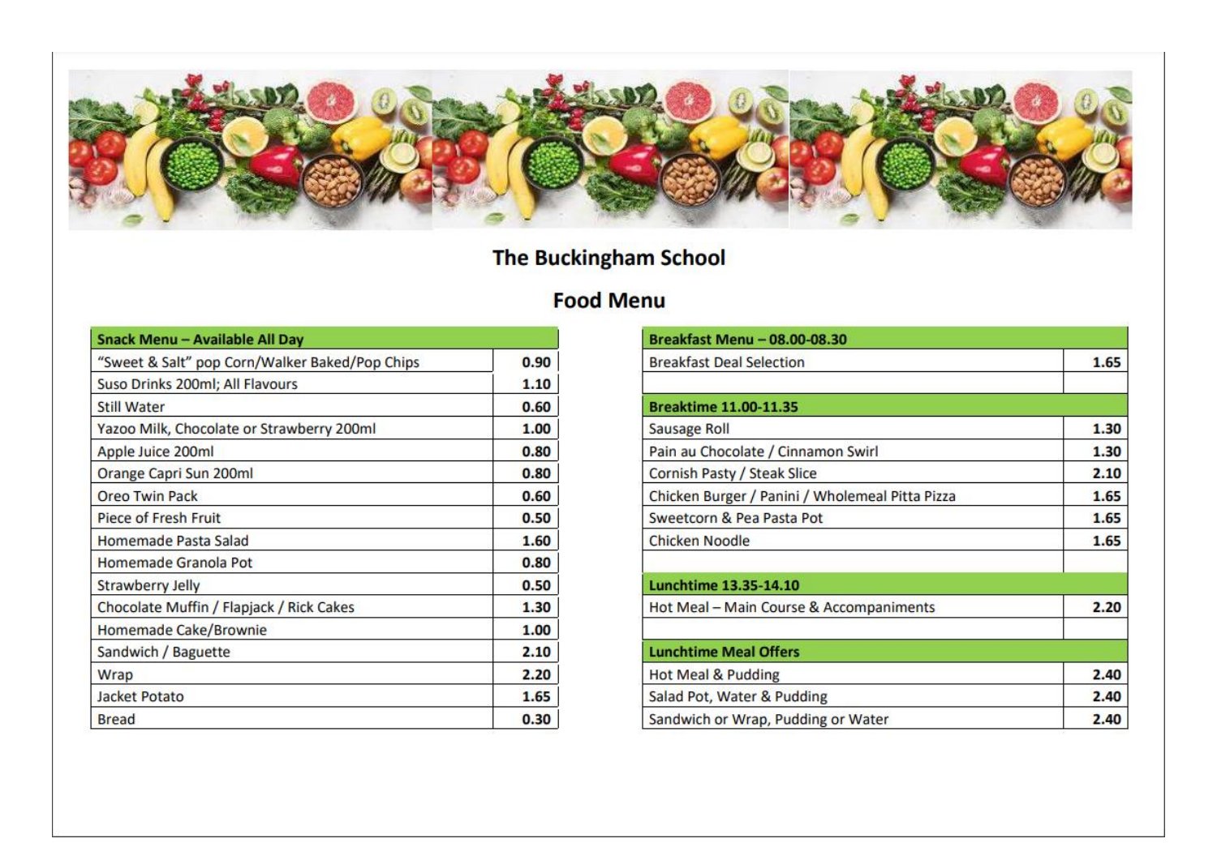# The Buckingham School

## Food Menu

| Snack Menu – Available All Day | |
|---|---|
| "Sweet & Salt" pop Corn/Walker Baked/Pop Chips | 0.90 |
| Suso Drinks 200ml; All Flavours | 1.10 |
| Still Water | 0.60 |
| Yazoo Milk, Chocolate or Strawberry 200ml | 1.00 |
| Apple Juice 200ml | 0.80 |
| Orange Capri Sun 200ml | 0.80 |
| Oreo Twin Pack | 0.60 |
| Piece of Fresh Fruit | 0.50 |
| Homemade Pasta Salad | 1.60 |
| Homemade Granola Pot | 0.80 |
| Strawberry Jelly | 0.50 |
| Chocolate Muffin / Flapjack / Rick Cakes | 1.30 |
| Homemade Cake/Brownie | 1.00 |
| Sandwich / Baguette | 2.10 |
| Wrap | 2.20 |
| Jacket Potato | 1.65 |
| Bread | 0.30 |

| Breakfast Menu – 08.00-08.30 | |
|---|---|
| Breakfast Deal Selection | 1.65 |
| | |
| **Breaktime 11.00-11.35** | |
| Sausage Roll | 1.30 |
| Pain au Chocolate / Cinnamon Swirl | 1.30 |
| Cornish Pasty / Steak Slice | 2.10 |
| Chicken Burger / Panini / Wholemeal Pitta Pizza | 1.65 |
| Sweetcorn & Pea Pasta Pot | 1.65 |
| Chicken Noodle | 1.65 |
| | |
| **Lunchtime 13.35-14.10** | |
| Hot Meal – Main Course & Accompaniments | 2.20 |
| | |
| **Lunchtime Meal Offers** | |
| Hot Meal & Pudding | 2.40 |
| Salad Pot, Water & Pudding | 2.40 |
| Sandwich or Wrap, Pudding or Water | 2.40 |